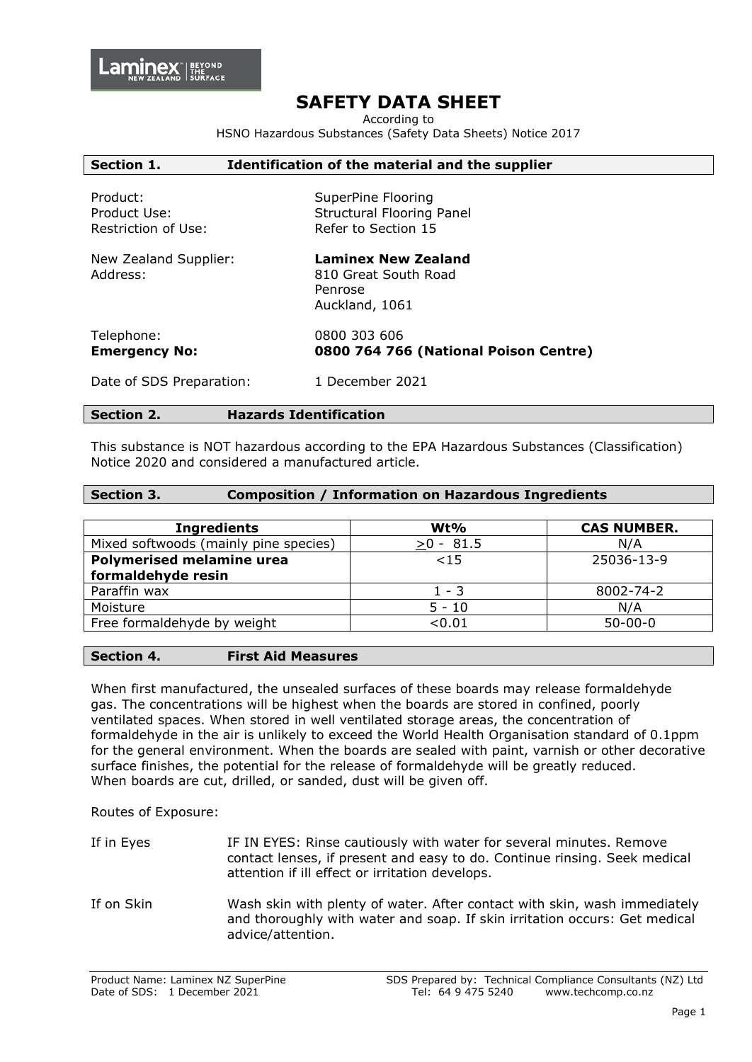# SAFETY DATA SHEET

According to
HSNO Hazardous Substances (Safety Data Sheets) Notice 2017

## Section 1. Identification of the material and the supplier

Product: SuperPine Flooring
Product Use: Structural Flooring Panel
Restriction of Use: Refer to Section 15

New Zealand Supplier: **Laminex New Zealand**
Address: 810 Great South Road
Penrose
Auckland, 1061

Telephone: 0800 303 606
**Emergency No: 0800 764 766 (National Poison Centre)**

Date of SDS Preparation: 1 December 2021

## Section 2. Hazards Identification

This substance is NOT hazardous according to the EPA Hazardous Substances (Classification) Notice 2020 and considered a manufactured article.

## Section 3. Composition / Information on Hazardous Ingredients

| Ingredients | Wt% | CAS NUMBER. |
|---|---|---|
| Mixed softwoods (mainly pine species) | $\geq$0 - 81.5 | N/A |
| **Polymerised melamine urea formaldehyde resin** | <15 | 25036-13-9 |
| Paraffin wax | 1 - 3 | 8002-74-2 |
| Moisture | 5 - 10 | N/A |
| Free formaldehyde by weight | <0.01 | 50-00-0 |

## Section 4. First Aid Measures

When first manufactured, the unsealed surfaces of these boards may release formaldehyde gas. The concentrations will be highest when the boards are stored in confined, poorly ventilated spaces. When stored in well ventilated storage areas, the concentration of formaldehyde in the air is unlikely to exceed the World Health Organisation standard of 0.1ppm for the general environment. When the boards are sealed with paint, varnish or other decorative surface finishes, the potential for the release of formaldehyde will be greatly reduced. When boards are cut, drilled, or sanded, dust will be given off.

Routes of Exposure:

If in Eyes: IF IN EYES: Rinse cautiously with water for several minutes. Remove contact lenses, if present and easy to do. Continue rinsing. Seek medical attention if ill effect or irritation develops.

If on Skin: Wash skin with plenty of water. After contact with skin, wash immediately and thoroughly with water and soap. If skin irritation occurs: Get medical advice/attention.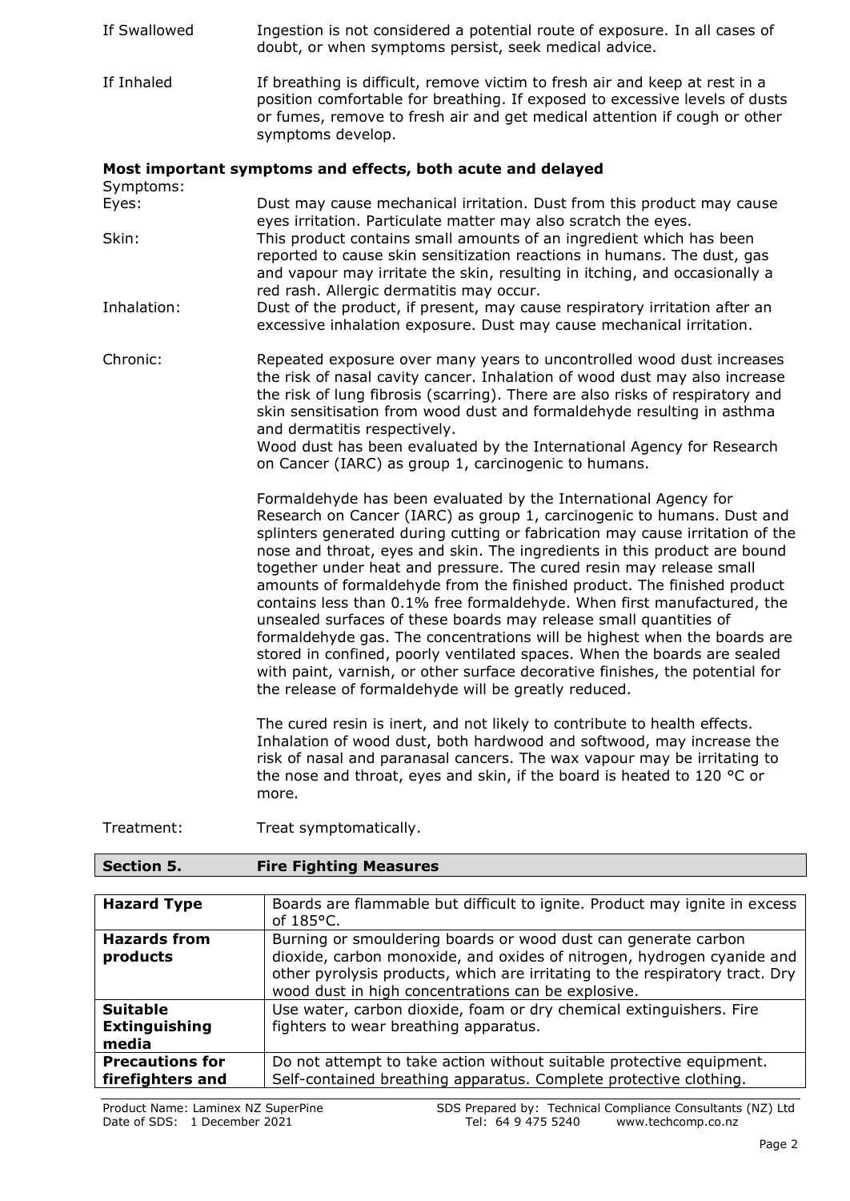| | |
|---|---|
| If Swallowed | Ingestion is not considered a potential route of exposure. In all cases of doubt, or when symptoms persist, seek medical advice. |
| If Inhaled | If breathing is difficult, remove victim to fresh air and keep at rest in a position comfortable for breathing. If exposed to excessive levels of dusts or fumes, remove to fresh air and get medical attention if cough or other symptoms develop. |

**Most important symptoms and effects, both acute and delayed**

Symptoms:

| | |
|---|---|
| Eyes: | Dust may cause mechanical irritation. Dust from this product may cause eyes irritation. Particulate matter may also scratch the eyes. |
| Skin: | This product contains small amounts of an ingredient which has been reported to cause skin sensitization reactions in humans. The dust, gas and vapour may irritate the skin, resulting in itching, and occasionally a red rash. Allergic dermatitis may occur. |
| Inhalation: | Dust of the product, if present, may cause respiratory irritation after an excessive inhalation exposure. Dust may cause mechanical irritation. |
| Chronic: | Repeated exposure over many years to uncontrolled wood dust increases the risk of nasal cavity cancer. Inhalation of wood dust may also increase the risk of lung fibrosis (scarring). There are also risks of respiratory and skin sensitisation from wood dust and formaldehyde resulting in asthma and dermatitis respectively.<br>Wood dust has been evaluated by the International Agency for Research on Cancer (IARC) as group 1, carcinogenic to humans.<br><br>Formaldehyde has been evaluated by the International Agency for Research on Cancer (IARC) as group 1, carcinogenic to humans. Dust and splinters generated during cutting or fabrication may cause irritation of the nose and throat, eyes and skin. The ingredients in this product are bound together under heat and pressure. The cured resin may release small amounts of formaldehyde from the finished product. The finished product contains less than 0.1% free formaldehyde. When first manufactured, the unsealed surfaces of these boards may release small quantities of formaldehyde gas. The concentrations will be highest when the boards are stored in confined, poorly ventilated spaces. When the boards are sealed with paint, varnish, or other surface decorative finishes, the potential for the release of formaldehyde will be greatly reduced.<br><br>The cured resin is inert, and not likely to contribute to health effects. Inhalation of wood dust, both hardwood and softwood, may increase the risk of nasal and paranasal cancers. The wax vapour may be irritating to the nose and throat, eyes and skin, if the board is heated to 120 °C or more. |
| Treatment: | Treat symptomatically. |

## Section 5. Fire Fighting Measures

| | |
|---|---|
| **Hazard Type** | Boards are flammable but difficult to ignite. Product may ignite in excess of 185°C. |
| **Hazards from products** | Burning or smouldering boards or wood dust can generate carbon dioxide, carbon monoxide, and oxides of nitrogen, hydrogen cyanide and other pyrolysis products, which are irritating to the respiratory tract. Dry wood dust in high concentrations can be explosive. |
| **Suitable Extinguishing media** | Use water, carbon dioxide, foam or dry chemical extinguishers. Fire fighters to wear breathing apparatus. |
| **Precautions for firefighters and** | Do not attempt to take action without suitable protective equipment. Self-contained breathing apparatus. Complete protective clothing. |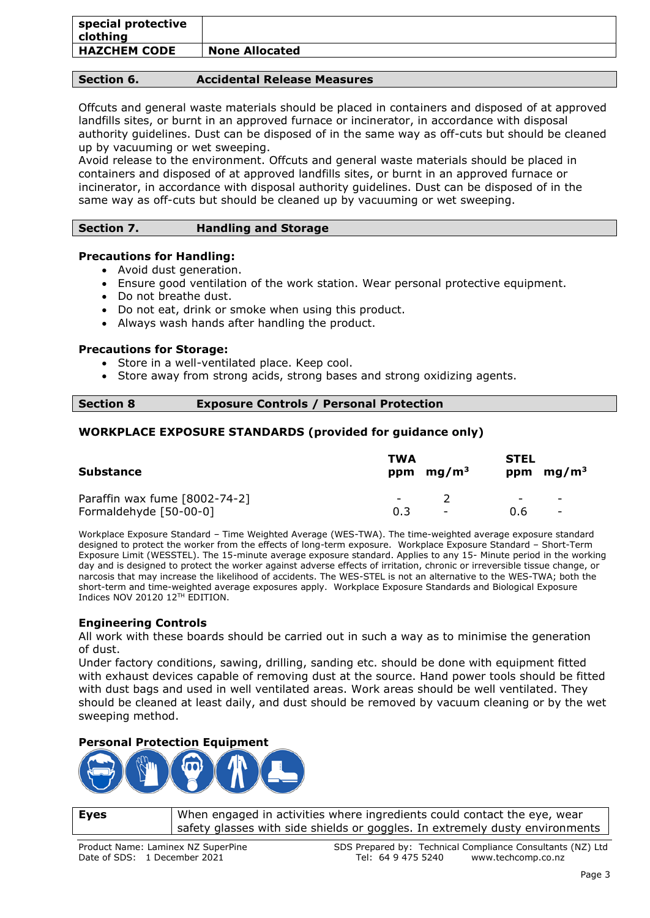| special protective clothing | |
|---|---|
| **HAZCHEM CODE** | **None Allocated** |

## Section 6. Accidental Release Measures

Offcuts and general waste materials should be placed in containers and disposed of at approved landfills sites, or burnt in an approved furnace or incinerator, in accordance with disposal authority guidelines. Dust can be disposed of in the same way as off-cuts but should be cleaned up by vacuuming or wet sweeping.
Avoid release to the environment. Offcuts and general waste materials should be placed in containers and disposed of at approved landfills sites, or burnt in an approved furnace or incinerator, in accordance with disposal authority guidelines. Dust can be disposed of in the same way as off-cuts but should be cleaned up by vacuuming or wet sweeping.

## Section 7. Handling and Storage

**Precautions for Handling:**

- Avoid dust generation.
- Ensure good ventilation of the work station. Wear personal protective equipment.
- Do not breathe dust.
- Do not eat, drink or smoke when using this product.
- Always wash hands after handling the product.

**Precautions for Storage:**

- Store in a well-ventilated place. Keep cool.
- Store away from strong acids, strong bases and strong oxidizing agents.

## Section 8 Exposure Controls / Personal Protection

**WORKPLACE EXPOSURE STANDARDS (provided for guidance only)**

| Substance | TWA ppm | TWA $mg/m^3$ | STEL ppm | STEL $mg/m^3$ |
|---|---|---|---|---|
| Paraffin wax fume [8002-74-2] | - | 2 | - | - |
| Formaldehyde [50-00-0] | 0.3 | - | 0.6 | - |

Workplace Exposure Standard – Time Weighted Average (WES-TWA). The time-weighted average exposure standard designed to protect the worker from the effects of long-term exposure. Workplace Exposure Standard – Short-Term Exposure Limit (WESSTEL). The 15-minute average exposure standard. Applies to any 15- Minute period in the working day and is designed to protect the worker against adverse effects of irritation, chronic or irreversible tissue change, or narcosis that may increase the likelihood of accidents. The WES-STEL is not an alternative to the WES-TWA; both the short-term and time-weighted average exposures apply. Workplace Exposure Standards and Biological Exposure Indices NOV 20120 12TH EDITION.

**Engineering Controls**

All work with these boards should be carried out in such a way as to minimise the generation of dust.
Under factory conditions, sawing, drilling, sanding etc. should be done with equipment fitted with exhaust devices capable of removing dust at the source. Hand power tools should be fitted with dust bags and used in well ventilated areas. Work areas should be well ventilated. They should be cleaned at least daily, and dust should be removed by vacuum cleaning or by the wet sweeping method.

**Personal Protection Equipment**

| **Eyes** | When engaged in activities where ingredients could contact the eye, wear safety glasses with side shields or goggles. In extremely dusty environments |
|---|---|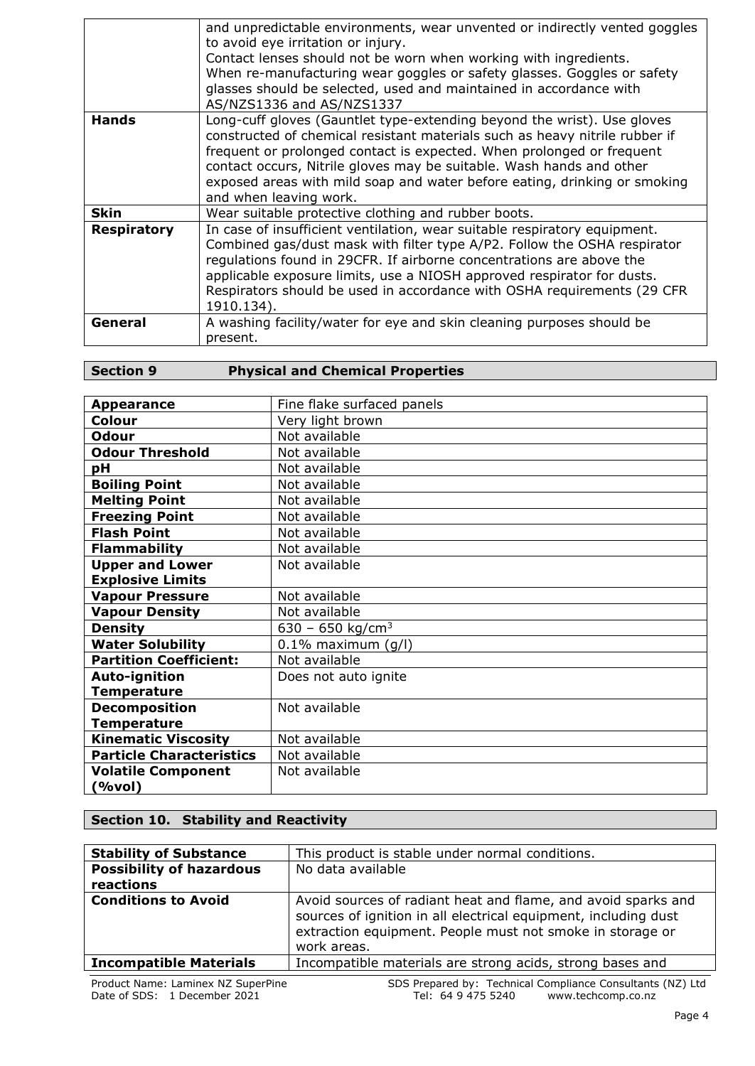| | |
|---|---|
| | and unpredictable environments, wear unvented or indirectly vented goggles to avoid eye irritation or injury.<br>Contact lenses should not be worn when working with ingredients.<br>When re-manufacturing wear goggles or safety glasses. Goggles or safety glasses should be selected, used and maintained in accordance with AS/NZS1336 and AS/NZS1337 |
| **Hands** | Long-cuff gloves (Gauntlet type-extending beyond the wrist). Use gloves constructed of chemical resistant materials such as heavy nitrile rubber if frequent or prolonged contact is expected. When prolonged or frequent contact occurs, Nitrile gloves may be suitable. Wash hands and other exposed areas with mild soap and water before eating, drinking or smoking and when leaving work. |
| **Skin** | Wear suitable protective clothing and rubber boots. |
| **Respiratory** | In case of insufficient ventilation, wear suitable respiratory equipment. Combined gas/dust mask with filter type A/P2. Follow the OSHA respirator regulations found in 29CFR. If airborne concentrations are above the applicable exposure limits, use a NIOSH approved respirator for dusts. Respirators should be used in accordance with OSHA requirements (29 CFR 1910.134). |
| **General** | A washing facility/water for eye and skin cleaning purposes should be present. |

## Section 9 Physical and Chemical Properties

| | |
|---|---|
| **Appearance** | Fine flake surfaced panels |
| **Colour** | Very light brown |
| **Odour** | Not available |
| **Odour Threshold** | Not available |
| **pH** | Not available |
| **Boiling Point** | Not available |
| **Melting Point** | Not available |
| **Freezing Point** | Not available |
| **Flash Point** | Not available |
| **Flammability** | Not available |
| **Upper and Lower Explosive Limits** | Not available |
| **Vapour Pressure** | Not available |
| **Vapour Density** | Not available |
| **Density** | 630 – 650 $kg/cm^3$ |
| **Water Solubility** | 0.1% maximum (g/l) |
| **Partition Coefficient:** | Not available |
| **Auto-ignition Temperature** | Does not auto ignite |
| **Decomposition Temperature** | Not available |
| **Kinematic Viscosity** | Not available |
| **Particle Characteristics** | Not available |
| **Volatile Component (%vol)** | Not available |

## Section 10. Stability and Reactivity

| | |
|---|---|
| **Stability of Substance** | This product is stable under normal conditions. |
| **Possibility of hazardous reactions** | No data available |
| **Conditions to Avoid** | Avoid sources of radiant heat and flame, and avoid sparks and sources of ignition in all electrical equipment, including dust extraction equipment. People must not smoke in storage or work areas. |
| **Incompatible Materials** | Incompatible materials are strong acids, strong bases and |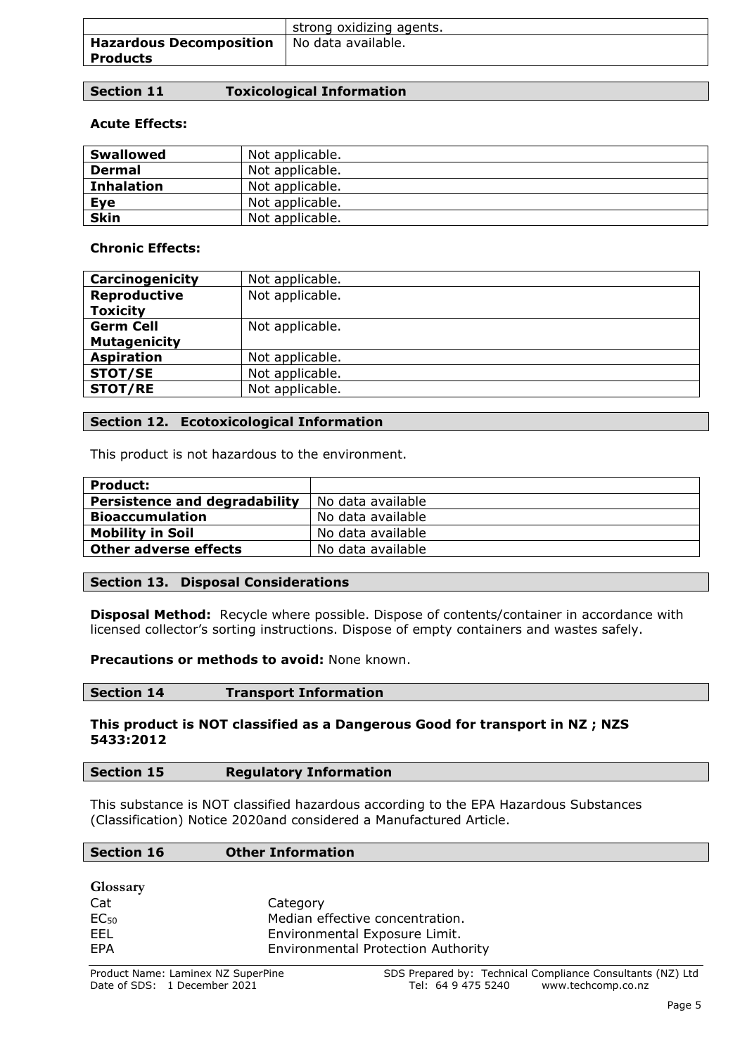| | strong oxidizing agents. |
|---|---|
| **Hazardous Decomposition Products** | No data available. |

## Section 11 Toxicological Information

**Acute Effects:**

| **Swallowed** | Not applicable. |
|---|---|
| **Dermal** | Not applicable. |
| **Inhalation** | Not applicable. |
| **Eye** | Not applicable. |
| **Skin** | Not applicable. |

**Chronic Effects:**

| **Carcinogenicity** | Not applicable. |
|---|---|
| **Reproductive Toxicity** | Not applicable. |
| **Germ Cell Mutagenicity** | Not applicable. |
| **Aspiration** | Not applicable. |
| **STOT/SE** | Not applicable. |
| **STOT/RE** | Not applicable. |

## Section 12. Ecotoxicological Information

This product is not hazardous to the environment.

| **Product:** | |
|---|---|
| **Persistence and degradability** | No data available |
| **Bioaccumulation** | No data available |
| **Mobility in Soil** | No data available |
| **Other adverse effects** | No data available |

## Section 13. Disposal Considerations

**Disposal Method:** Recycle where possible. Dispose of contents/container in accordance with licensed collector's sorting instructions. Dispose of empty containers and wastes safely.

**Precautions or methods to avoid:** None known.

## Section 14 Transport Information

**This product is NOT classified as a Dangerous Good for transport in NZ ; NZS 5433:2012**

## Section 15 Regulatory Information

This substance is NOT classified hazardous according to the EPA Hazardous Substances (Classification) Notice 2020and considered a Manufactured Article.

## Section 16 Other Information

**Glossary**

| | |
|---|---|
| Cat | Category |
| $EC_{50}$ | Median effective concentration. |
| EEL | Environmental Exposure Limit. |
| EPA | Environmental Protection Authority |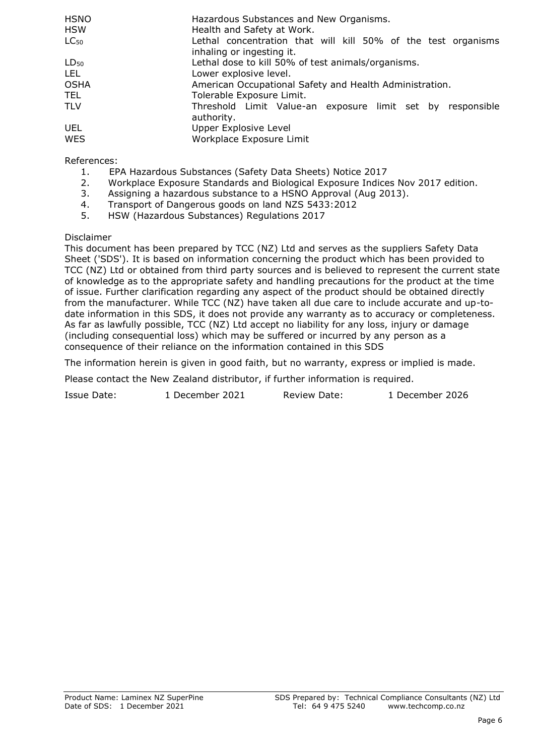| | |
|---|---|
| HSNO | Hazardous Substances and New Organisms. |
| HSW | Health and Safety at Work. |
| $LC_{50}$ | Lethal concentration that will kill 50% of the test organisms inhaling or ingesting it. |
| $LD_{50}$ | Lethal dose to kill 50% of test animals/organisms. |
| LEL | Lower explosive level. |
| OSHA | American Occupational Safety and Health Administration. |
| TEL | Tolerable Exposure Limit. |
| TLV | Threshold Limit Value-an exposure limit set by responsible authority. |
| UEL | Upper Explosive Level |
| WES | Workplace Exposure Limit |

References:

1. EPA Hazardous Substances (Safety Data Sheets) Notice 2017
2. Workplace Exposure Standards and Biological Exposure Indices Nov 2017 edition.
3. Assigning a hazardous substance to a HSNO Approval (Aug 2013).
4. Transport of Dangerous goods on land NZS 5433:2012
5. HSW (Hazardous Substances) Regulations 2017

Disclaimer

This document has been prepared by TCC (NZ) Ltd and serves as the suppliers Safety Data Sheet ('SDS'). It is based on information concerning the product which has been provided to TCC (NZ) Ltd or obtained from third party sources and is believed to represent the current state of knowledge as to the appropriate safety and handling precautions for the product at the time of issue. Further clarification regarding any aspect of the product should be obtained directly from the manufacturer. While TCC (NZ) have taken all due care to include accurate and up-to-date information in this SDS, it does not provide any warranty as to accuracy or completeness. As far as lawfully possible, TCC (NZ) Ltd accept no liability for any loss, injury or damage (including consequential loss) which may be suffered or incurred by any person as a consequence of their reliance on the information contained in this SDS

The information herein is given in good faith, but no warranty, express or implied is made.

Please contact the New Zealand distributor, if further information is required.

Issue Date: 1 December 2021 Review Date: 1 December 2026